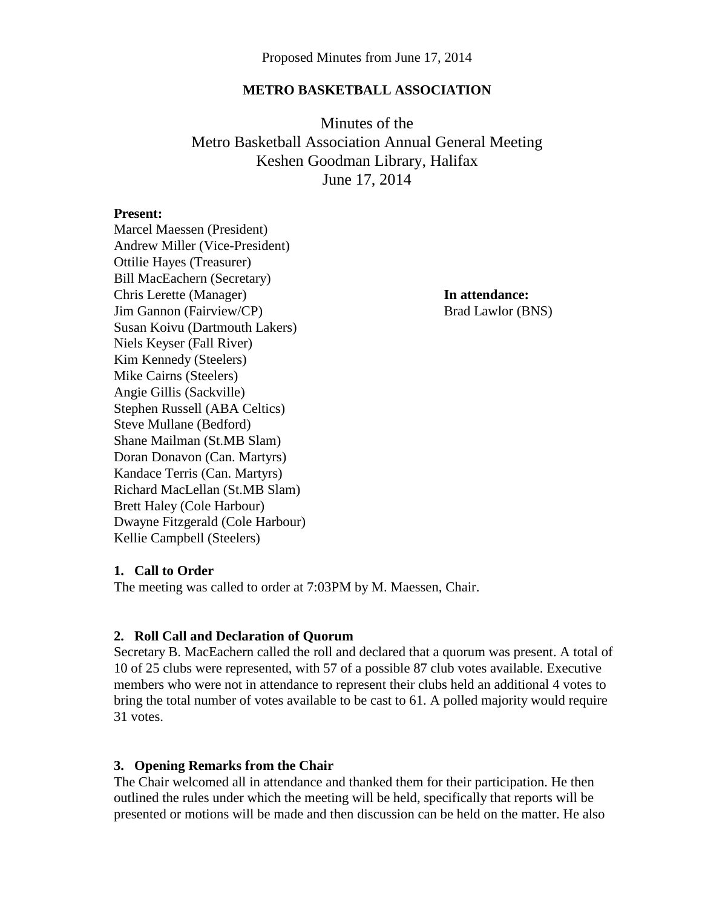Proposed Minutes from June 17, 2014

**METRO BASKETBALL ASSOCIATION**

# Minutes of the Metro Basketball Association Annual General Meeting Keshen Goodman Library, Halifax June 17, 2014

**Present:**
Marcel Maessen (President)
Andrew Miller (Vice-President)
Ottilie Hayes (Treasurer)
Bill MacEachern (Secretary)
Chris Lerette (Manager)
Jim Gannon (Fairview/CP)
Susan Koivu (Dartmouth Lakers)
Niels Keyser (Fall River)
Kim Kennedy (Steelers)
Mike Cairns (Steelers)
Angie Gillis (Sackville)
Stephen Russell (ABA Celtics)
Steve Mullane (Bedford)
Shane Mailman (St.MB Slam)
Doran Donavon (Can. Martyrs)
Kandace Terris (Can. Martyrs)
Richard MacLellan (St.MB Slam)
Brett Haley (Cole Harbour)
Dwayne Fitzgerald (Cole Harbour)
Kellie Campbell (Steelers)

**In attendance:**
Brad Lawlor (BNS)

### 1. Call to Order

The meeting was called to order at 7:03PM by M. Maessen, Chair.

### 2. Roll Call and Declaration of Quorum

Secretary B. MacEachern called the roll and declared that a quorum was present. A total of 10 of 25 clubs were represented, with 57 of a possible 87 club votes available. Executive members who were not in attendance to represent their clubs held an additional 4 votes to bring the total number of votes available to be cast to 61. A polled majority would require 31 votes.

### 3. Opening Remarks from the Chair

The Chair welcomed all in attendance and thanked them for their participation. He then outlined the rules under which the meeting will be held, specifically that reports will be presented or motions will be made and then discussion can be held on the matter. He also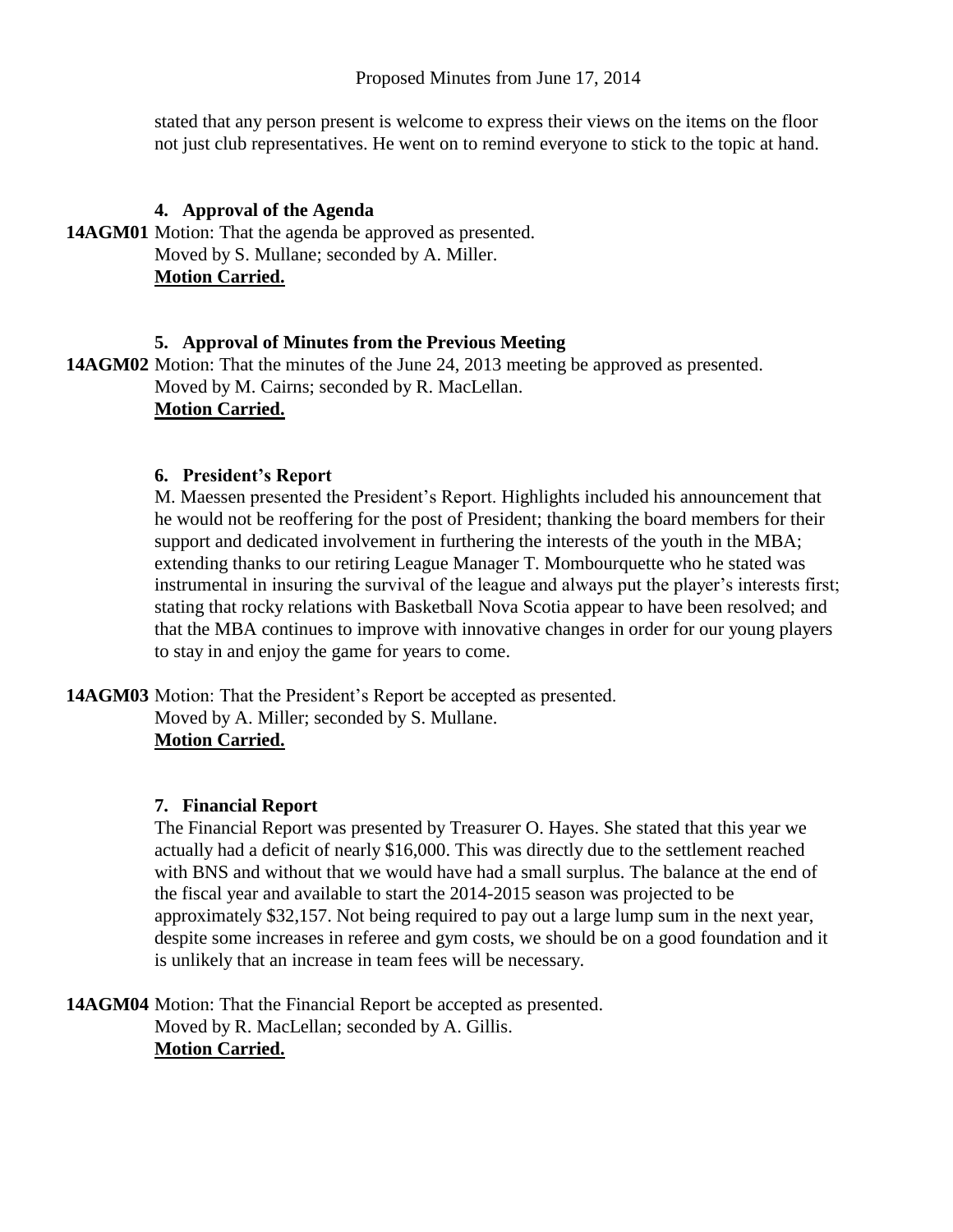stated that any person present is welcome to express their views on the items on the floor not just club representatives. He went on to remind everyone to stick to the topic at hand.

**4. Approval of the Agenda**

**14AGM01** Motion: That the agenda be approved as presented.
Moved by S. Mullane; seconded by A. Miller.
**Motion Carried.**

**5. Approval of Minutes from the Previous Meeting**

**14AGM02** Motion: That the minutes of the June 24, 2013 meeting be approved as presented.
Moved by M. Cairns; seconded by R. MacLellan.
**Motion Carried.**

**6. President's Report**

M. Maessen presented the President's Report. Highlights included his announcement that he would not be reoffering for the post of President; thanking the board members for their support and dedicated involvement in furthering the interests of the youth in the MBA; extending thanks to our retiring League Manager T. Mombourquette who he stated was instrumental in insuring the survival of the league and always put the player's interests first; stating that rocky relations with Basketball Nova Scotia appear to have been resolved; and that the MBA continues to improve with innovative changes in order for our young players to stay in and enjoy the game for years to come.

**14AGM03** Motion: That the President's Report be accepted as presented.
Moved by A. Miller; seconded by S. Mullane.
**Motion Carried.**

**7. Financial Report**

The Financial Report was presented by Treasurer O. Hayes. She stated that this year we actually had a deficit of nearly $16,000. This was directly due to the settlement reached with BNS and without that we would have had a small surplus. The balance at the end of the fiscal year and available to start the 2014-2015 season was projected to be approximately $32,157. Not being required to pay out a large lump sum in the next year, despite some increases in referee and gym costs, we should be on a good foundation and it is unlikely that an increase in team fees will be necessary.

**14AGM04** Motion: That the Financial Report be accepted as presented.
Moved by R. MacLellan; seconded by A. Gillis.
**Motion Carried.**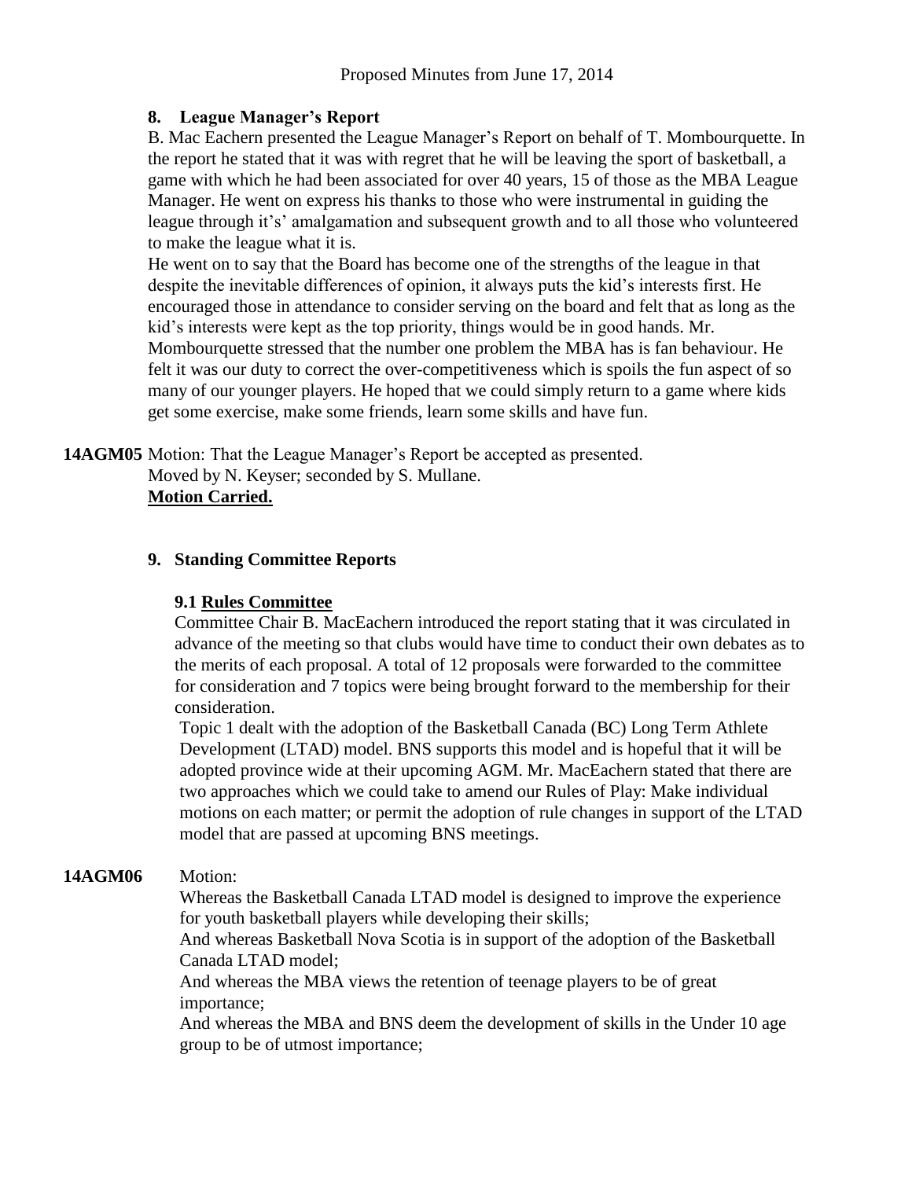### 8. League Manager's Report

B. Mac Eachern presented the League Manager's Report on behalf of T. Mombourquette. In the report he stated that it was with regret that he will be leaving the sport of basketball, a game with which he had been associated for over 40 years, 15 of those as the MBA League Manager. He went on express his thanks to those who were instrumental in guiding the league through it's' amalgamation and subsequent growth and to all those who volunteered to make the league what it is.

He went on to say that the Board has become one of the strengths of the league in that despite the inevitable differences of opinion, it always puts the kid's interests first. He encouraged those in attendance to consider serving on the board and felt that as long as the kid's interests were kept as the top priority, things would be in good hands. Mr. Mombourquette stressed that the number one problem the MBA has is fan behaviour. He felt it was our duty to correct the over-competitiveness which is spoils the fun aspect of so many of our younger players. He hoped that we could simply return to a game where kids get some exercise, make some friends, learn some skills and have fun.

**14AGM05** Motion: That the League Manager's Report be accepted as presented.
Moved by N. Keyser; seconded by S. Mullane.
**Motion Carried.**

### 9. Standing Committee Reports

#### 9.1 Rules Committee

Committee Chair B. MacEachern introduced the report stating that it was circulated in advance of the meeting so that clubs would have time to conduct their own debates as to the merits of each proposal. A total of 12 proposals were forwarded to the committee for consideration and 7 topics were being brought forward to the membership for their consideration.

Topic 1 dealt with the adoption of the Basketball Canada (BC) Long Term Athlete Development (LTAD) model. BNS supports this model and is hopeful that it will be adopted province wide at their upcoming AGM. Mr. MacEachern stated that there are two approaches which we could take to amend our Rules of Play: Make individual motions on each matter; or permit the adoption of rule changes in support of the LTAD model that are passed at upcoming BNS meetings.

**14AGM06** Motion:

Whereas the Basketball Canada LTAD model is designed to improve the experience for youth basketball players while developing their skills;

And whereas Basketball Nova Scotia is in support of the adoption of the Basketball Canada LTAD model;

And whereas the MBA views the retention of teenage players to be of great importance;

And whereas the MBA and BNS deem the development of skills in the Under 10 age group to be of utmost importance;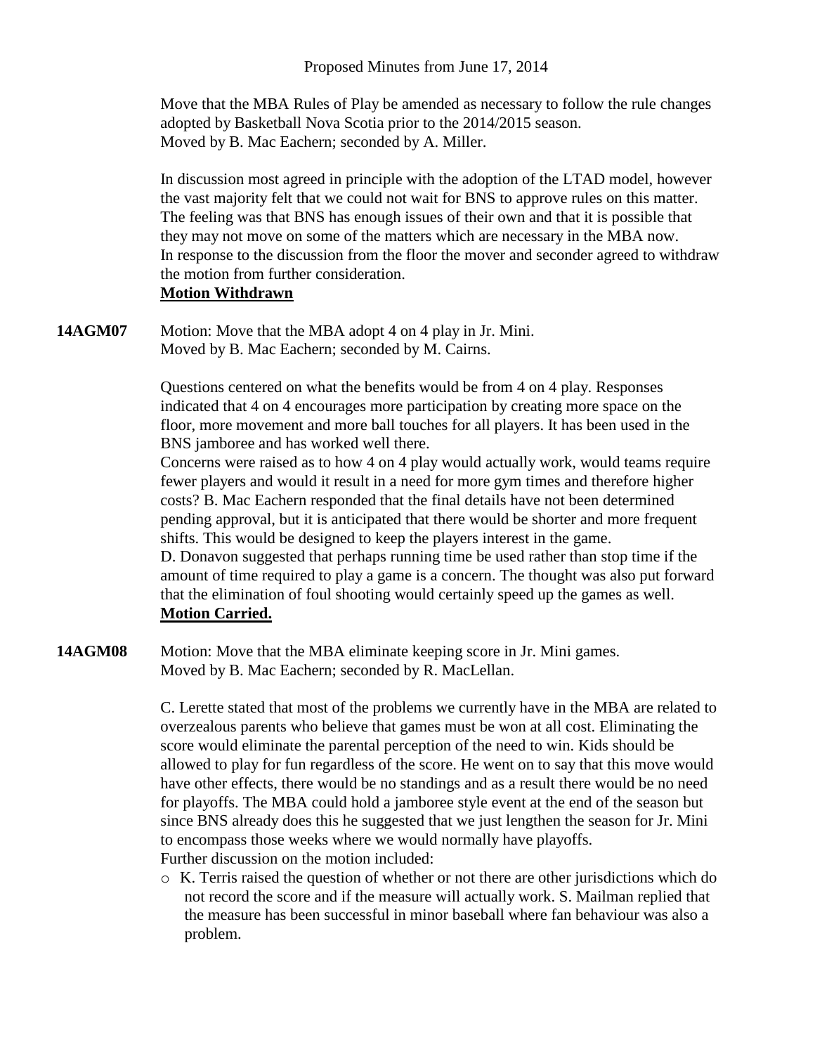Proposed Minutes from June 17, 2014

Move that the MBA Rules of Play be amended as necessary to follow the rule changes adopted by Basketball Nova Scotia prior to the 2014/2015 season.
Moved by B. Mac Eachern; seconded by A. Miller.

In discussion most agreed in principle with the adoption of the LTAD model, however the vast majority felt that we could not wait for BNS to approve rules on this matter. The feeling was that BNS has enough issues of their own and that it is possible that they may not move on some of the matters which are necessary in the MBA now.
In response to the discussion from the floor the mover and seconder agreed to withdraw the motion from further consideration.
<u>**Motion Withdrawn**</u>

**14AGM07** Motion: Move that the MBA adopt 4 on 4 play in Jr. Mini.
Moved by B. Mac Eachern; seconded by M. Cairns.

Questions centered on what the benefits would be from 4 on 4 play. Responses indicated that 4 on 4 encourages more participation by creating more space on the floor, more movement and more ball touches for all players. It has been used in the BNS jamboree and has worked well there.
Concerns were raised as to how 4 on 4 play would actually work, would teams require fewer players and would it result in a need for more gym times and therefore higher costs? B. Mac Eachern responded that the final details have not been determined pending approval, but it is anticipated that there would be shorter and more frequent shifts. This would be designed to keep the players interest in the game.
D. Donavon suggested that perhaps running time be used rather than stop time if the amount of time required to play a game is a concern. The thought was also put forward that the elimination of foul shooting would certainly speed up the games as well.
<u>**Motion Carried.**</u>

**14AGM08** Motion: Move that the MBA eliminate keeping score in Jr. Mini games.
Moved by B. Mac Eachern; seconded by R. MacLellan.

C. Lerette stated that most of the problems we currently have in the MBA are related to overzealous parents who believe that games must be won at all cost. Eliminating the score would eliminate the parental perception of the need to win. Kids should be allowed to play for fun regardless of the score. He went on to say that this move would have other effects, there would be no standings and as a result there would be no need for playoffs. The MBA could hold a jamboree style event at the end of the season but since BNS already does this he suggested that we just lengthen the season for Jr. Mini to encompass those weeks where we would normally have playoffs.
Further discussion on the motion included:

- K. Terris raised the question of whether or not there are other jurisdictions which do not record the score and if the measure will actually work. S. Mailman replied that the measure has been successful in minor baseball where fan behaviour was also a problem.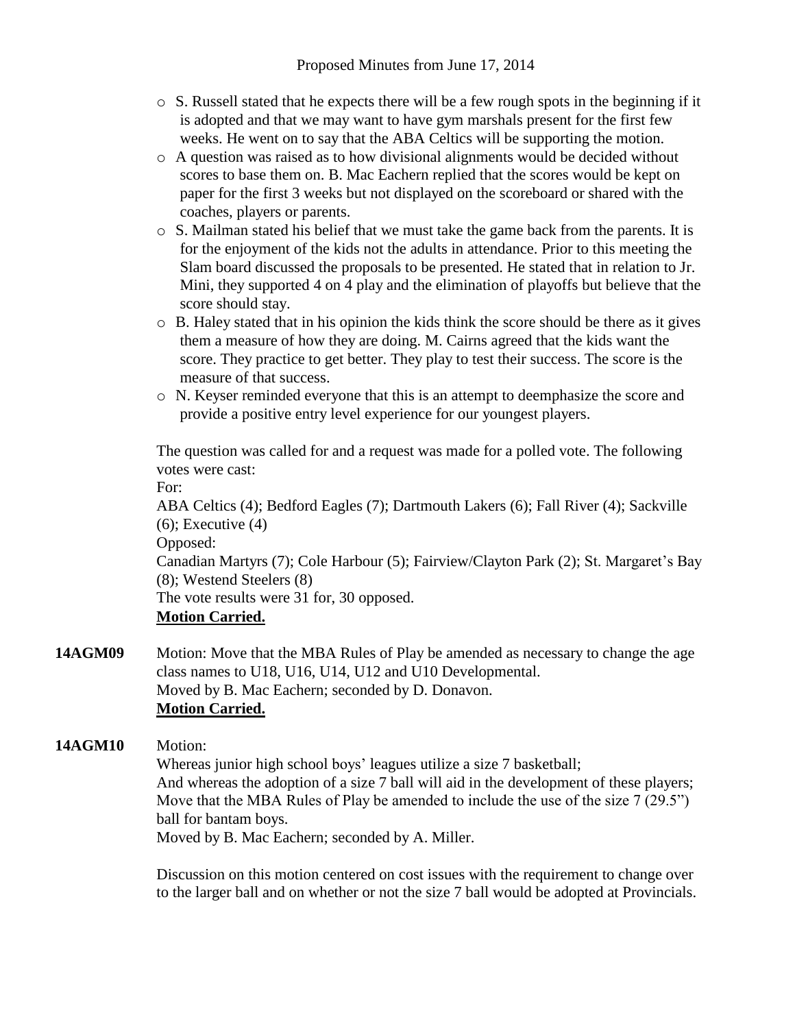- S. Russell stated that he expects there will be a few rough spots in the beginning if it is adopted and that we may want to have gym marshals present for the first few weeks. He went on to say that the ABA Celtics will be supporting the motion.
- A question was raised as to how divisional alignments would be decided without scores to base them on. B. Mac Eachern replied that the scores would be kept on paper for the first 3 weeks but not displayed on the scoreboard or shared with the coaches, players or parents.
- S. Mailman stated his belief that we must take the game back from the parents. It is for the enjoyment of the kids not the adults in attendance. Prior to this meeting the Slam board discussed the proposals to be presented. He stated that in relation to Jr. Mini, they supported 4 on 4 play and the elimination of playoffs but believe that the score should stay.
- B. Haley stated that in his opinion the kids think the score should be there as it gives them a measure of how they are doing. M. Cairns agreed that the kids want the score. They practice to get better. They play to test their success. The score is the measure of that success.
- N. Keyser reminded everyone that this is an attempt to deemphasize the score and provide a positive entry level experience for our youngest players.

The question was called for and a request was made for a polled vote. The following votes were cast:
For:
ABA Celtics (4); Bedford Eagles (7); Dartmouth Lakers (6); Fall River (4); Sackville (6); Executive (4)
Opposed:
Canadian Martyrs (7); Cole Harbour (5); Fairview/Clayton Park (2); St. Margaret's Bay (8); Westend Steelers (8)
The vote results were 31 for, 30 opposed.
**Motion Carried.**

**14AGM09** Motion: Move that the MBA Rules of Play be amended as necessary to change the age class names to U18, U16, U14, U12 and U10 Developmental.
Moved by B. Mac Eachern; seconded by D. Donavon.
**Motion Carried.**

**14AGM10** Motion:
Whereas junior high school boys' leagues utilize a size 7 basketball;
And whereas the adoption of a size 7 ball will aid in the development of these players;
Move that the MBA Rules of Play be amended to include the use of the size 7 (29.5") ball for bantam boys.
Moved by B. Mac Eachern; seconded by A. Miller.

Discussion on this motion centered on cost issues with the requirement to change over to the larger ball and on whether or not the size 7 ball would be adopted at Provincials.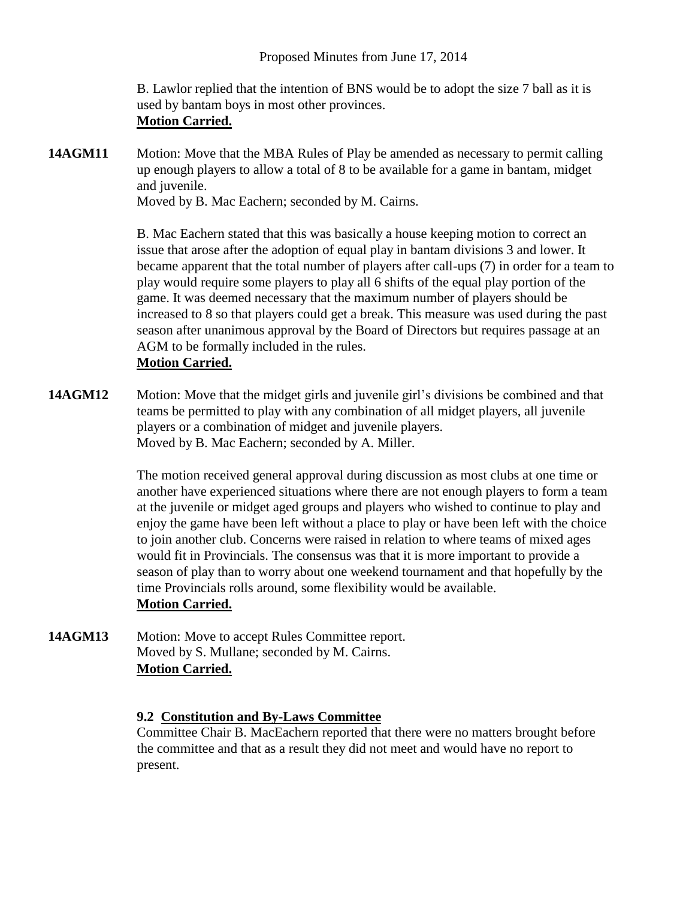B. Lawlor replied that the intention of BNS would be to adopt the size 7 ball as it is used by bantam boys in most other provinces.
**Motion Carried.**

**14AGM11** Motion: Move that the MBA Rules of Play be amended as necessary to permit calling up enough players to allow a total of 8 to be available for a game in bantam, midget and juvenile.
Moved by B. Mac Eachern; seconded by M. Cairns.

B. Mac Eachern stated that this was basically a house keeping motion to correct an issue that arose after the adoption of equal play in bantam divisions 3 and lower. It became apparent that the total number of players after call-ups (7) in order for a team to play would require some players to play all 6 shifts of the equal play portion of the game. It was deemed necessary that the maximum number of players should be increased to 8 so that players could get a break. This measure was used during the past season after unanimous approval by the Board of Directors but requires passage at an AGM to be formally included in the rules.
**Motion Carried.**

**14AGM12** Motion: Move that the midget girls and juvenile girl's divisions be combined and that teams be permitted to play with any combination of all midget players, all juvenile players or a combination of midget and juvenile players.
Moved by B. Mac Eachern; seconded by A. Miller.

The motion received general approval during discussion as most clubs at one time or another have experienced situations where there are not enough players to form a team at the juvenile or midget aged groups and players who wished to continue to play and enjoy the game have been left without a place to play or have been left with the choice to join another club. Concerns were raised in relation to where teams of mixed ages would fit in Provincials. The consensus was that it is more important to provide a season of play than to worry about one weekend tournament and that hopefully by the time Provincials rolls around, some flexibility would be available.
**Motion Carried.**

**14AGM13** Motion: Move to accept Rules Committee report.
Moved by S. Mullane; seconded by M. Cairns.
**Motion Carried.**

### 9.2 Constitution and By-Laws Committee

Committee Chair B. MacEachern reported that there were no matters brought before the committee and that as a result they did not meet and would have no report to present.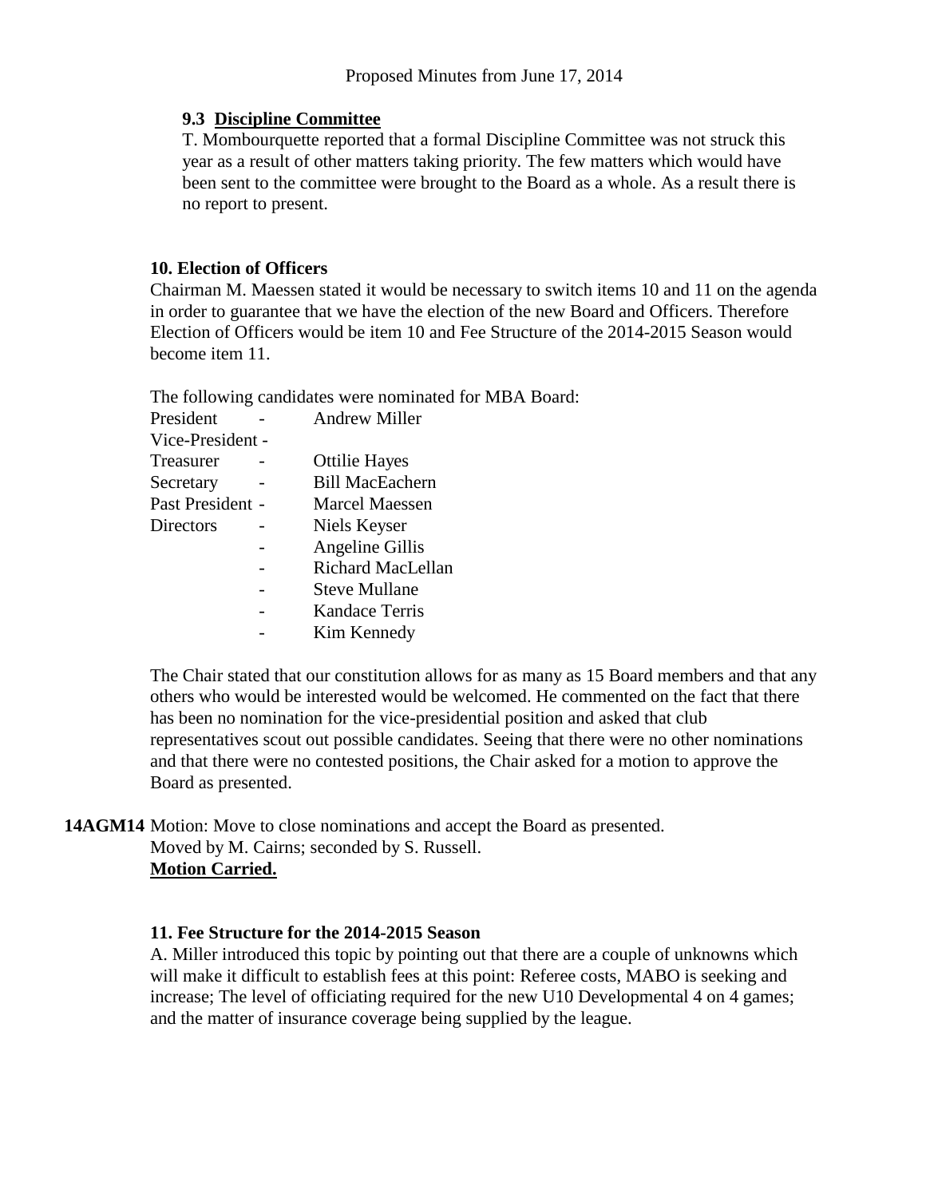### 9.3 Discipline Committee

T. Mombourquette reported that a formal Discipline Committee was not struck this year as a result of other matters taking priority. The few matters which would have been sent to the committee were brought to the Board as a whole. As a result there is no report to present.

### 10. Election of Officers

Chairman M. Maessen stated it would be necessary to switch items 10 and 11 on the agenda in order to guarantee that we have the election of the new Board and Officers. Therefore Election of Officers would be item 10 and Fee Structure of the 2014-2015 Season would become item 11.

The following candidates were nominated for MBA Board:

| | | |
|---|---|---|
| President | - | Andrew Miller |
| Vice-President | - | |
| Treasurer | - | Ottilie Hayes |
| Secretary | - | Bill MacEachern |
| Past President | - | Marcel Maessen |
| Directors | - | Niels Keyser |
| | - | Angeline Gillis |
| | - | Richard MacLellan |
| | - | Steve Mullane |
| | - | Kandace Terris |
| | - | Kim Kennedy |

The Chair stated that our constitution allows for as many as 15 Board members and that any others who would be interested would be welcomed. He commented on the fact that there has been no nomination for the vice-presidential position and asked that club representatives scout out possible candidates. Seeing that there were no other nominations and that there were no contested positions, the Chair asked for a motion to approve the Board as presented.

**14AGM14** Motion: Move to close nominations and accept the Board as presented.
Moved by M. Cairns; seconded by S. Russell.
**Motion Carried.**

### 11. Fee Structure for the 2014-2015 Season

A. Miller introduced this topic by pointing out that there are a couple of unknowns which will make it difficult to establish fees at this point: Referee costs, MABO is seeking and increase; The level of officiating required for the new U10 Developmental 4 on 4 games; and the matter of insurance coverage being supplied by the league.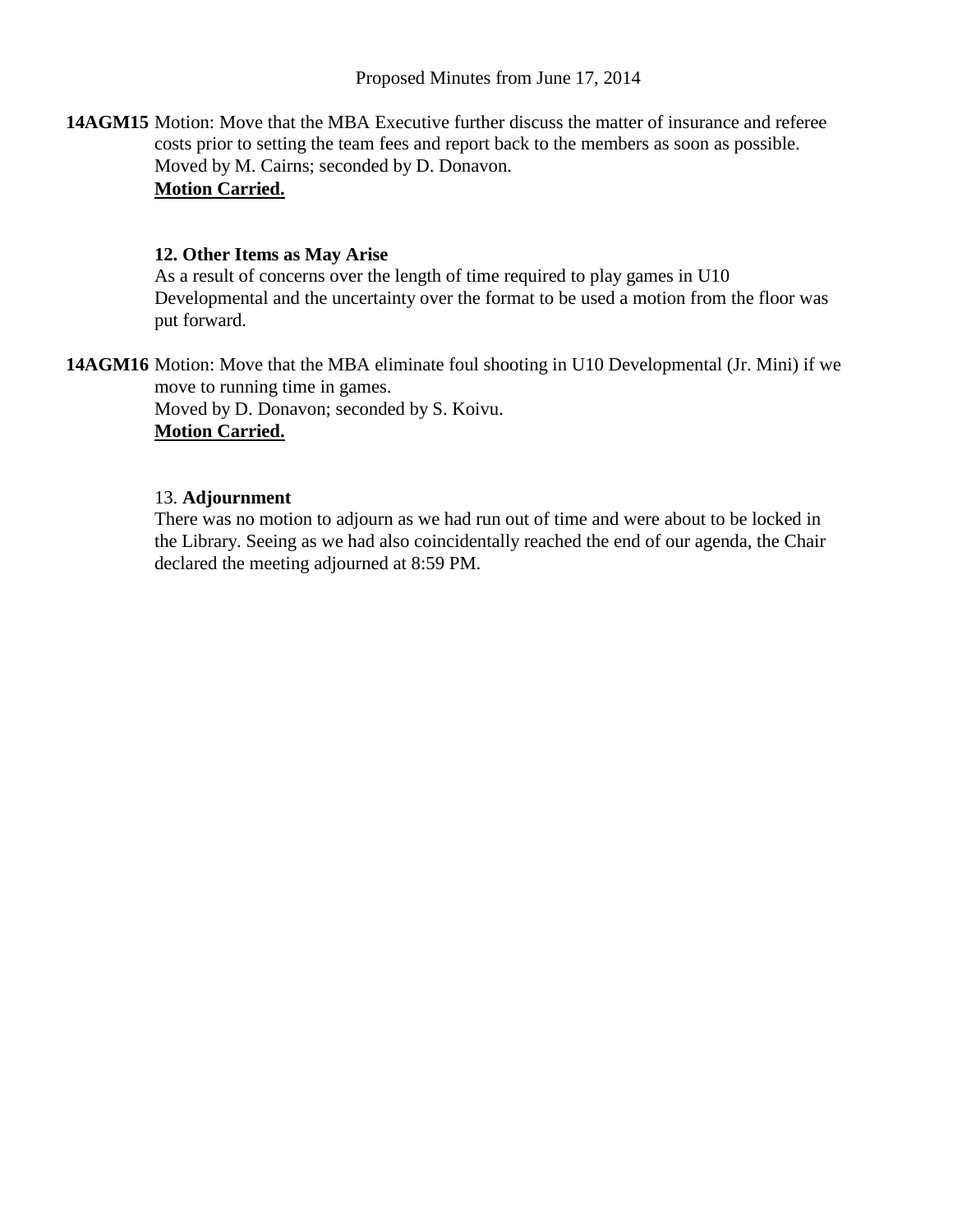Proposed Minutes from June 17, 2014

**14AGM15** Motion: Move that the MBA Executive further discuss the matter of insurance and referee costs prior to setting the team fees and report back to the members as soon as possible.
Moved by M. Cairns; seconded by D. Donavon.
**Motion Carried.**

**12. Other Items as May Arise**

As a result of concerns over the length of time required to play games in U10 Developmental and the uncertainty over the format to be used a motion from the floor was put forward.

**14AGM16** Motion: Move that the MBA eliminate foul shooting in U10 Developmental (Jr. Mini) if we move to running time in games.
Moved by D. Donavon; seconded by S. Koivu.
**Motion Carried.**

13. **Adjournment**

There was no motion to adjourn as we had run out of time and were about to be locked in the Library. Seeing as we had also coincidentally reached the end of our agenda, the Chair declared the meeting adjourned at 8:59 PM.